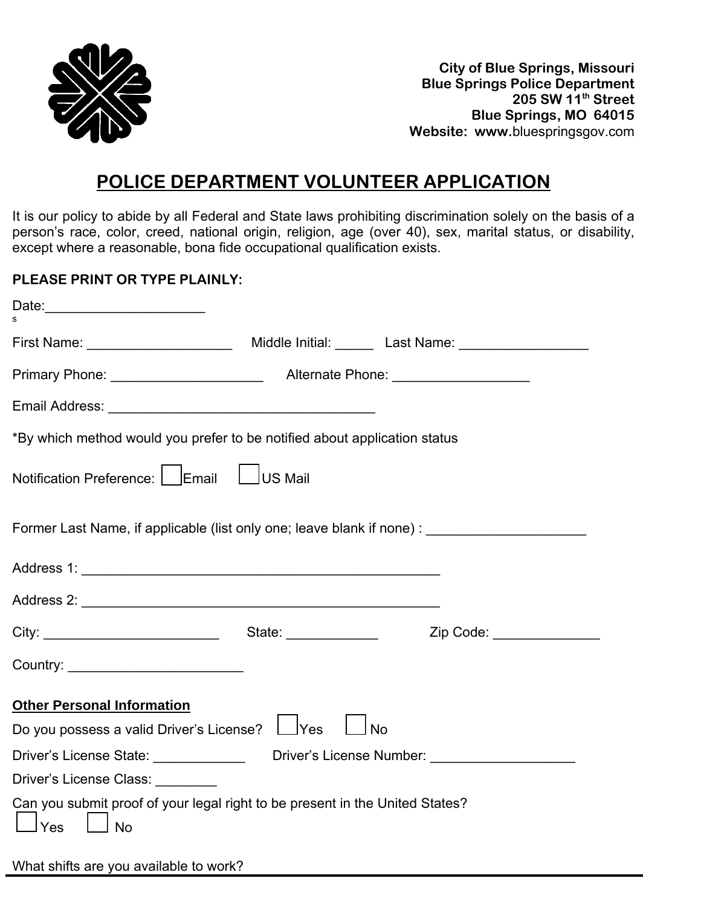**City of Blue Springs, Missouri**
**Blue Springs Police Department**
**205 SW 11th Street**
**Blue Springs, MO 64015**
**Website: www.**bluespringsgov.com

# POLICE DEPARTMENT VOLUNTEER APPLICATION

It is our policy to abide by all Federal and State laws prohibiting discrimination solely on the basis of a person's race, color, creed, national origin, religion, age (over 40), sex, marital status, or disability, except where a reasonable, bona fide occupational qualification exists.

**PLEASE PRINT OR TYPE PLAINLY:**

Date:____________________

First Name: __________________ Middle Initial: _____ Last Name: ________________

Primary Phone: ___________________ Alternate Phone: _________________

Email Address: _________________________________

*By which method would you prefer to be notified about application status

Notification Preference: ☐ Email ☐ US Mail

Former Last Name, if applicable (list only one; leave blank if none) : ____________________

Address 1: ______________________________________________

Address 2: ______________________________________________

City: ______________________ State: ___________ Zip Code: _____________

Country: ______________________

**Other Personal Information**

Do you possess a valid Driver's License? ☐ Yes ☐ No

Driver's License State: ___________ Driver's License Number: __________________

Driver's License Class: ________

Can you submit proof of your legal right to be present in the United States?

☐ Yes ☐ No

What shifts are you available to work?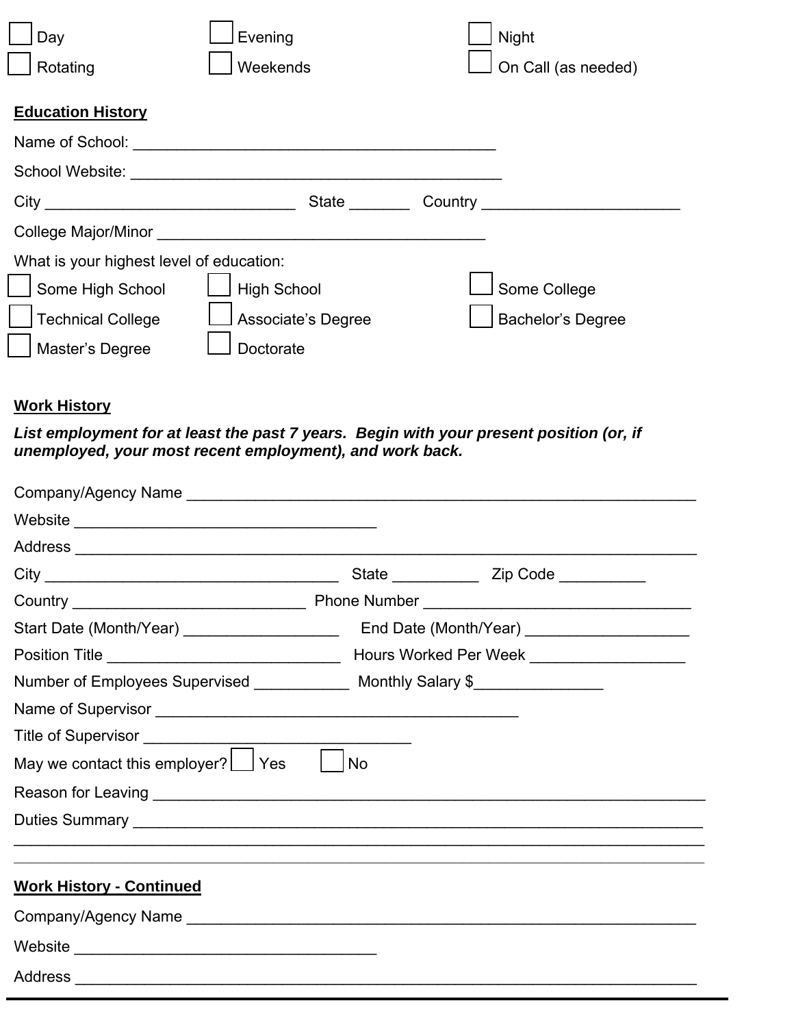☐ Day ☐ Evening ☐ Night

☐ Rotating ☐ Weekends ☐ On Call (as needed)

**Education History**

Name of School: ___________________________________________

School Website: ____________________________________________

City ______________________________ State _______ Country _______________________

College Major/Minor _______________________________________

What is your highest level of education:

☐ Some High School ☐ High School ☐ Some College

☐ Technical College ☐ Associate's Degree ☐ Bachelor's Degree

☐ Master's Degree ☐ Doctorate

**Work History**

***List employment for at least the past 7 years. Begin with your present position (or, if unemployed, your most recent employment), and work back.***

Company/Agency Name ____________________________________________________________

Website ____________________________________

Address __________________________________________________________________________

City ___________________________________ State __________ Zip Code __________

Country ____________________________ Phone Number ________________________________

Start Date (Month/Year) __________________ End Date (Month/Year) ___________________

Position Title ___________________________ Hours Worked Per Week __________________

Number of Employees Supervised ___________ Monthly Salary $_______________

Name of Supervisor ___________________________________________

Title of Supervisor ________________________________

May we contact this employer? ☐ Yes ☐ No

Reason for Leaving _____________________________________________________________________

Duties Summary ________________________________________________________________________

______________________________________________________________________________________

______________________________________________________________________________________

**Work History - Continued**

Company/Agency Name ____________________________________________________________

Website ____________________________________

Address __________________________________________________________________________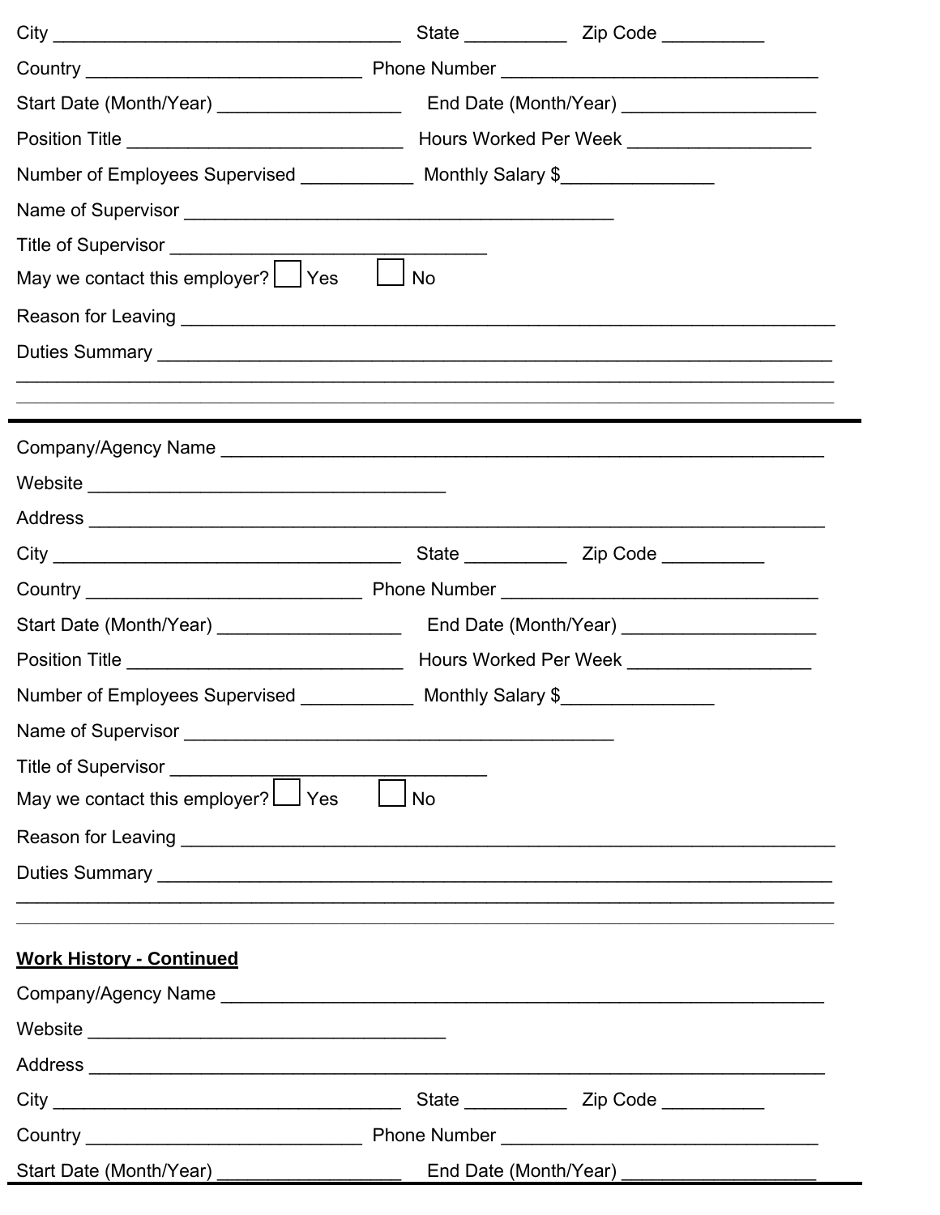City ________________________________ State __________ Zip Code __________

Country ___________________________ Phone Number ______________________________

Start Date (Month/Year) __________________ End Date (Month/Year) ___________________

Position Title __________________________ Hours Worked Per Week __________________

Number of Employees Supervised ___________ Monthly Salary $_______________

Name of Supervisor __________________________________________

Title of Supervisor _______________________________

May we contact this employer? ☐ Yes ☐ No

Reason for Leaving ______________________________________________________________

Duties Summary _________________________________________________________________

________________________________________________________________________________

________________________________________________________________________________

---

Company/Agency Name ___________________________________________________________

Website ___________________________________

Address _______________________________________________________________________

City ________________________________ State __________ Zip Code __________

Country ___________________________ Phone Number ______________________________

Start Date (Month/Year) __________________ End Date (Month/Year) ___________________

Position Title __________________________ Hours Worked Per Week __________________

Number of Employees Supervised ___________ Monthly Salary $_______________

Name of Supervisor __________________________________________

Title of Supervisor _______________________________

May we contact this employer? ☐ Yes ☐ No

Reason for Leaving ______________________________________________________________

Duties Summary _________________________________________________________________

________________________________________________________________________________

________________________________________________________________________________

**Work History - Continued**

Company/Agency Name ___________________________________________________________

Website ___________________________________

Address _______________________________________________________________________

City ________________________________ State __________ Zip Code __________

Country ___________________________ Phone Number ______________________________

Start Date (Month/Year) __________________ End Date (Month/Year) ___________________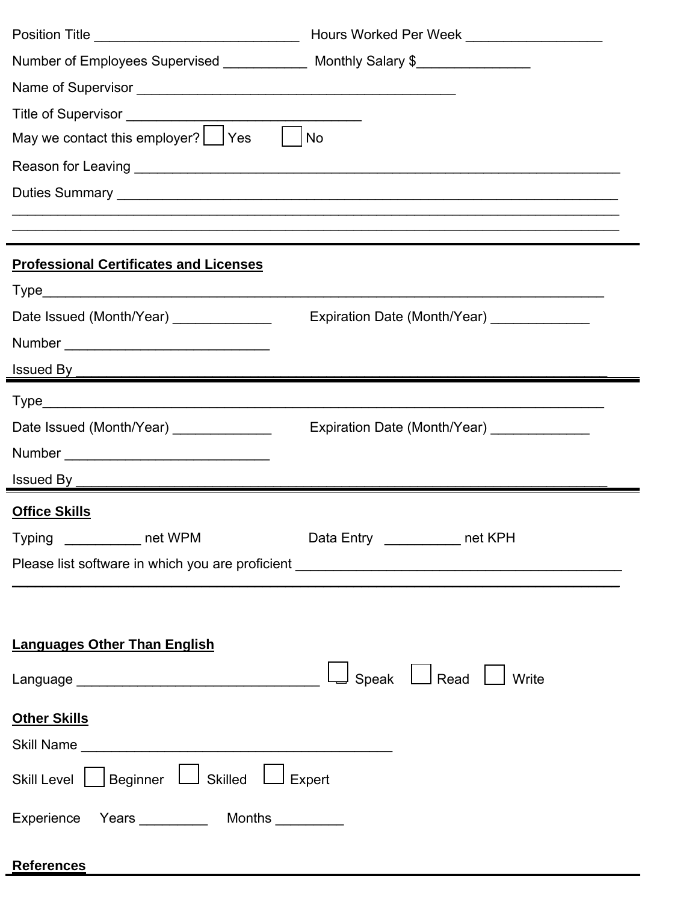Position Title ___________________________ Hours Worked Per Week _________________

Number of Employees Supervised ___________ Monthly Salary $_______________

Name of Supervisor __________________________________________

Title of Supervisor _______________________________

May we contact this employer? ☐ Yes ☐ No

Reason for Leaving _______________________________________________________________

Duties Summary __________________________________________________________________

_______________________________________________________________________________

_______________________________________________________________________________

---

**Professional Certificates and Licenses**

Type___________________________________________________________________________

Date Issued (Month/Year) _____________ Expiration Date (Month/Year) _____________

Number ___________________________

Issued By ______________________________________________________________________

---

Type___________________________________________________________________________

Date Issued (Month/Year) _____________ Expiration Date (Month/Year) _____________

Number ___________________________

Issued By ______________________________________________________________________

---

**Office Skills**

Typing __________ net WPM Data Entry __________ net KPH

Please list software in which you are proficient ___________________________________________

_______________________________________________________________________________

**Languages Other Than English**

Language _______________________________ ☐ Speak ☐ Read ☐ Write

**Other Skills**

Skill Name _________________________________________

Skill Level ☐ Beginner ☐ Skilled ☐ Expert

Experience Years _________ Months _________

**References**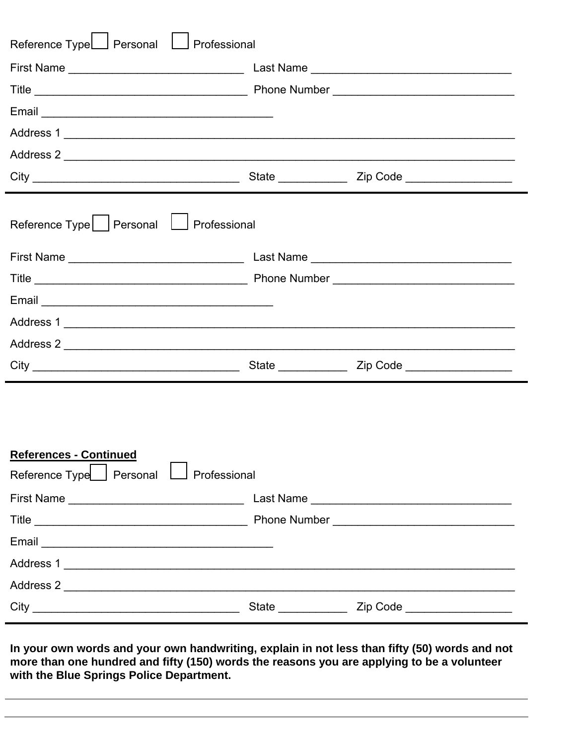Reference Type ☐ Personal ☐ Professional

First Name ____________________________ Last Name ________________________________

Title __________________________________ Phone Number ____________________________

Email _____________________________________

Address 1 ______________________________________________________________________

Address 2 ______________________________________________________________________

City _________________________________ State ___________ Zip Code _________________

---

Reference Type ☐ Personal ☐ Professional

First Name ____________________________ Last Name ________________________________

Title __________________________________ Phone Number ____________________________

Email _____________________________________

Address 1 ______________________________________________________________________

Address 2 ______________________________________________________________________

City _________________________________ State ___________ Zip Code _________________

---

**References - Continued**

Reference Type ☐ Personal ☐ Professional

First Name ____________________________ Last Name ________________________________

Title __________________________________ Phone Number ____________________________

Email _____________________________________

Address 1 ______________________________________________________________________

Address 2 ______________________________________________________________________

City _________________________________ State ___________ Zip Code _________________

---

**In your own words and your own handwriting, explain in not less than fifty (50) words and not more than one hundred and fifty (150) words the reasons you are applying to be a volunteer with the Blue Springs Police Department.**

_____________________________________________________________________________________

_____________________________________________________________________________________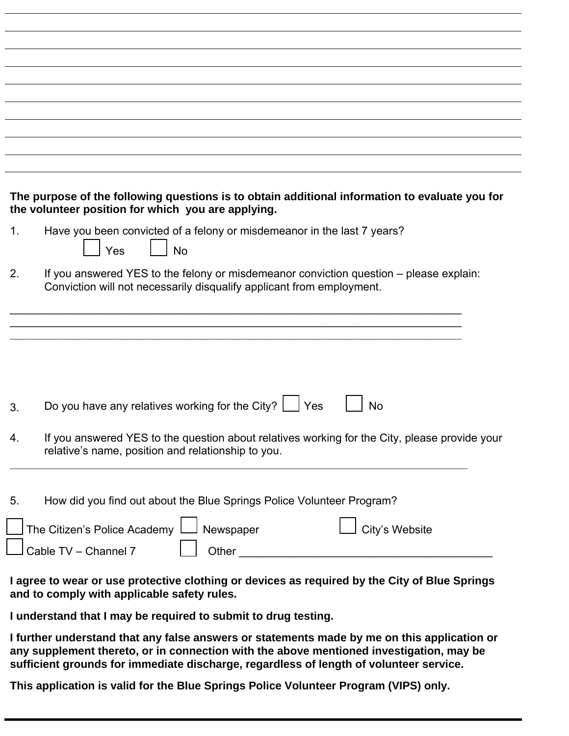**The purpose of the following questions is to obtain additional information to evaluate you for the volunteer position for which you are applying.**

1. Have you been convicted of a felony or misdemeanor in the last 7 years?

   ☐ Yes ☐ No

2. If you answered YES to the felony or misdemeanor conviction question – please explain: Conviction will not necessarily disqualify applicant from employment.

___________________________________________________________________________

___________________________________________________________________________

___________________________________________________________________________

3. Do you have any relatives working for the City? ☐ Yes ☐ No

4. If you answered YES to the question about relatives working for the City, please provide your relative's name, position and relationship to you.

___________________________________________________________________________

5. How did you find out about the Blue Springs Police Volunteer Program?

☐ The Citizen's Police Academy ☐ Newspaper ☐ City's Website

☐ Cable TV – Channel 7 ☐ Other ________________________________________

**I agree to wear or use protective clothing or devices as required by the City of Blue Springs and to comply with applicable safety rules.**

**I understand that I may be required to submit to drug testing.**

**I further understand that any false answers or statements made by me on this application or any supplement thereto, or in connection with the above mentioned investigation, may be sufficient grounds for immediate discharge, regardless of length of volunteer service.**

**This application is valid for the Blue Springs Police Volunteer Program (VIPS) only.**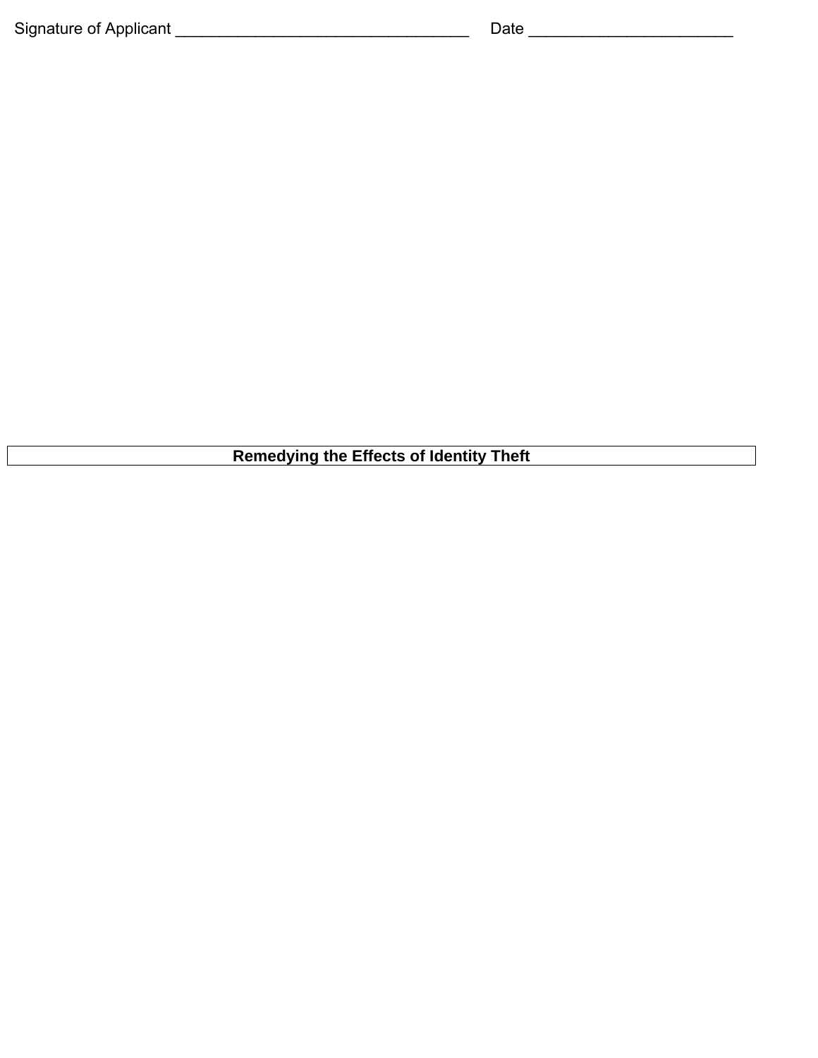Signature of Applicant _________________________________ Date ______________________

## Remedying the Effects of Identity Theft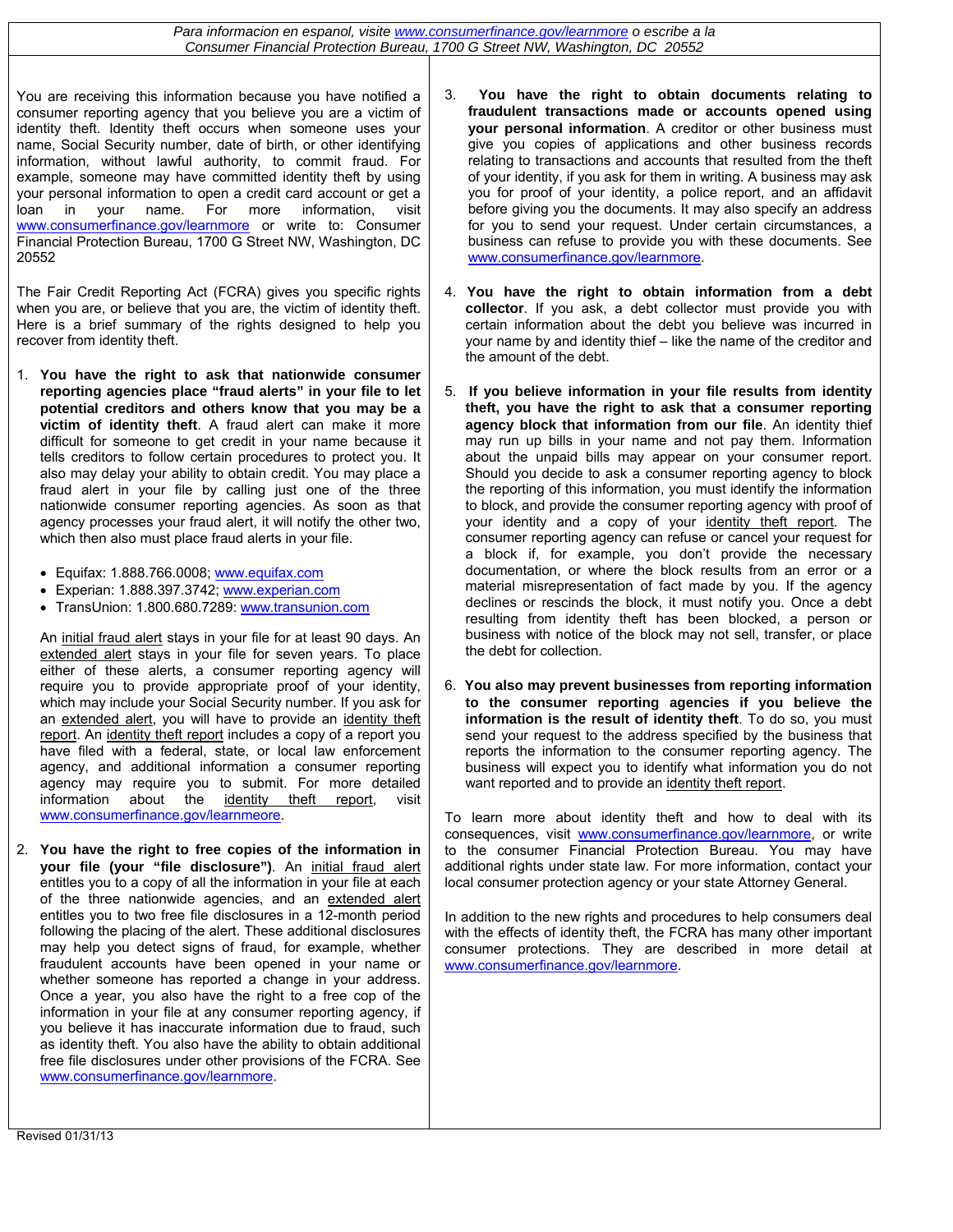*Para informacion en espanol, visite www.consumerfinance.gov/learnmore o escribe a la Consumer Financial Protection Bureau, 1700 G Street NW, Washington, DC 20552*

You are receiving this information because you have notified a consumer reporting agency that you believe you are a victim of identity theft. Identity theft occurs when someone uses your name, Social Security number, date of birth, or other identifying information, without lawful authority, to commit fraud. For example, someone may have committed identity theft by using your personal information to open a credit card account or get a loan in your name. For more information, visit www.consumerfinance.gov/learnmore or write to: Consumer Financial Protection Bureau, 1700 G Street NW, Washington, DC 20552

The Fair Credit Reporting Act (FCRA) gives you specific rights when you are, or believe that you are, the victim of identity theft. Here is a brief summary of the rights designed to help you recover from identity theft.

1. **You have the right to ask that nationwide consumer reporting agencies place "fraud alerts" in your file to let potential creditors and others know that you may be a victim of identity theft**. A fraud alert can make it more difficult for someone to get credit in your name because it tells creditors to follow certain procedures to protect you. It also may delay your ability to obtain credit. You may place a fraud alert in your file by calling just one of the three nationwide consumer reporting agencies. As soon as that agency processes your fraud alert, it will notify the other two, which then also must place fraud alerts in your file.

   - Equifax: 1.888.766.0008; www.equifax.com
   - Experian: 1.888.397.3742; www.experian.com
   - TransUnion: 1.800.680.7289: www.transunion.com

   An initial fraud alert stays in your file for at least 90 days. An extended alert stays in your file for seven years. To place either of these alerts, a consumer reporting agency will require you to provide appropriate proof of your identity, which may include your Social Security number. If you ask for an extended alert, you will have to provide an identity theft report. An identity theft report includes a copy of a report you have filed with a federal, state, or local law enforcement agency, and additional information a consumer reporting agency may require you to submit. For more detailed information about the identity theft report, visit www.consumerfinance.gov/learnmoere.

2. **You have the right to free copies of the information in your file (your "file disclosure")**. An initial fraud alert entitles you to a copy of all the information in your file at each of the three nationwide agencies, and an extended alert entitles you to two free file disclosures in a 12-month period following the placing of the alert. These additional disclosures may help you detect signs of fraud, for example, whether fraudulent accounts have been opened in your name or whether someone has reported a change in your address. Once a year, you also have the right to a free cop of the information in your file at any consumer reporting agency, if you believe it has inaccurate information due to fraud, such as identity theft. You also have the ability to obtain additional free file disclosures under other provisions of the FCRA. See www.consumerfinance.gov/learnmore.

3. **You have the right to obtain documents relating to fraudulent transactions made or accounts opened using your personal information**. A creditor or other business must give you copies of applications and other business records relating to transactions and accounts that resulted from the theft of your identity, if you ask for them in writing. A business may ask you for proof of your identity, a police report, and an affidavit before giving you the documents. It may also specify an address for you to send your request. Under certain circumstances, a business can refuse to provide you with these documents. See www.consumerfinance.gov/learnmore.

4. **You have the right to obtain information from a debt collector**. If you ask, a debt collector must provide you with certain information about the debt you believe was incurred in your name by and identity thief – like the name of the creditor and the amount of the debt.

5. **If you believe information in your file results from identity theft, you have the right to ask that a consumer reporting agency block that information from our file**. An identity thief may run up bills in your name and not pay them. Information about the unpaid bills may appear on your consumer report. Should you decide to ask a consumer reporting agency to block the reporting of this information, you must identify the information to block, and provide the consumer reporting agency with proof of your identity and a copy of your identity theft report. The consumer reporting agency can refuse or cancel your request for a block if, for example, you don't provide the necessary documentation, or where the block results from an error or a material misrepresentation of fact made by you. If the agency declines or rescinds the block, it must notify you. Once a debt resulting from identity theft has been blocked, a person or business with notice of the block may not sell, transfer, or place the debt for collection.

6. **You also may prevent businesses from reporting information to the consumer reporting agencies if you believe the information is the result of identity theft**. To do so, you must send your request to the address specified by the business that reports the information to the consumer reporting agency. The business will expect you to identify what information you do not want reported and to provide an identity theft report.

To learn more about identity theft and how to deal with its consequences, visit www.consumerfinance.gov/learnmore, or write to the consumer Financial Protection Bureau. You may have additional rights under state law. For more information, contact your local consumer protection agency or your state Attorney General.

In addition to the new rights and procedures to help consumers deal with the effects of identity theft, the FCRA has many other important consumer protections. They are described in more detail at www.consumerfinance.gov/learnmore.

Revised 01/31/13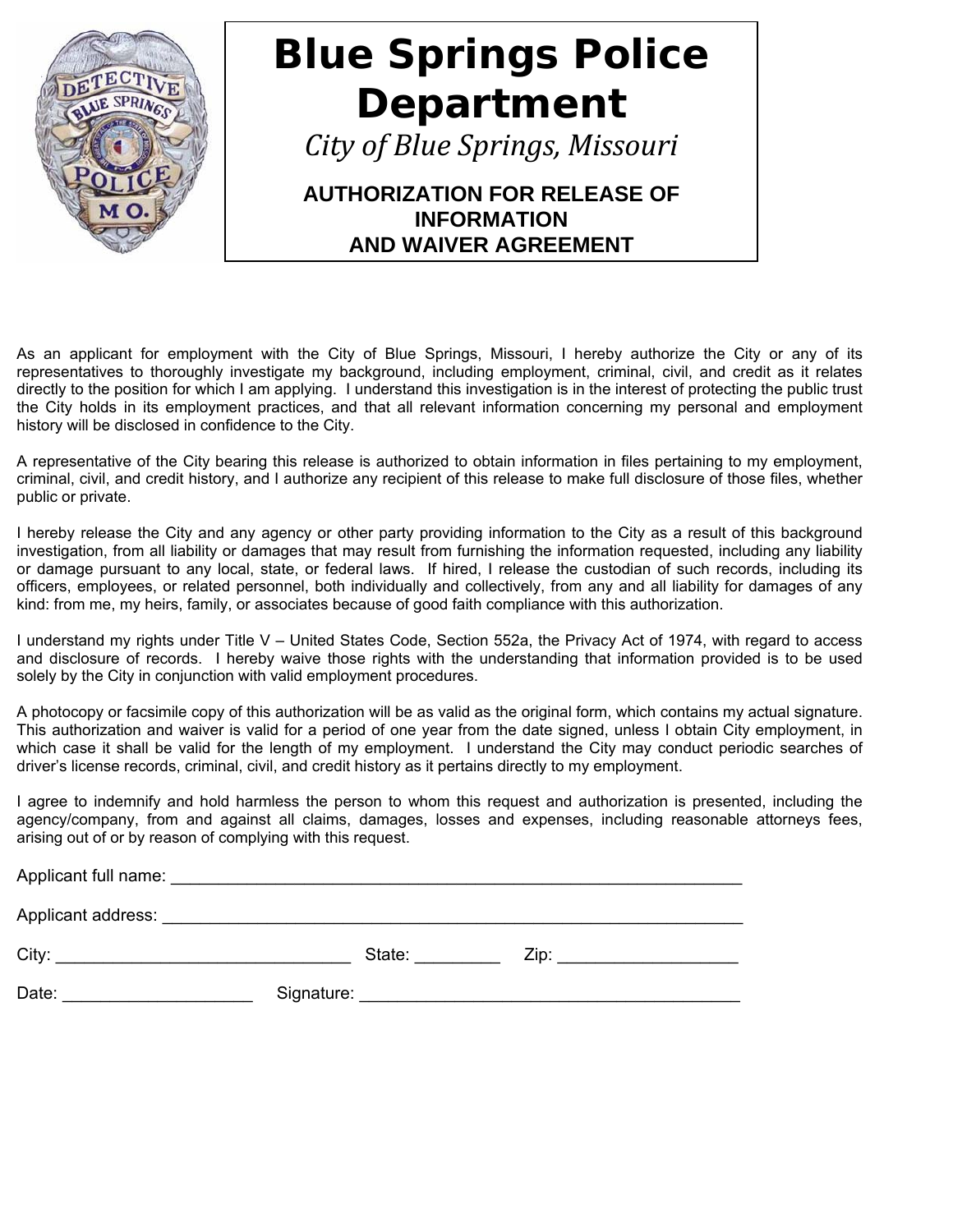# Blue Springs Police Department

*City of Blue Springs, Missouri*

## AUTHORIZATION FOR RELEASE OF INFORMATION AND WAIVER AGREEMENT

As an applicant for employment with the City of Blue Springs, Missouri, I hereby authorize the City or any of its representatives to thoroughly investigate my background, including employment, criminal, civil, and credit as it relates directly to the position for which I am applying. I understand this investigation is in the interest of protecting the public trust the City holds in its employment practices, and that all relevant information concerning my personal and employment history will be disclosed in confidence to the City.

A representative of the City bearing this release is authorized to obtain information in files pertaining to my employment, criminal, civil, and credit history, and I authorize any recipient of this release to make full disclosure of those files, whether public or private.

I hereby release the City and any agency or other party providing information to the City as a result of this background investigation, from all liability or damages that may result from furnishing the information requested, including any liability or damage pursuant to any local, state, or federal laws. If hired, I release the custodian of such records, including its officers, employees, or related personnel, both individually and collectively, from any and all liability for damages of any kind: from me, my heirs, family, or associates because of good faith compliance with this authorization.

I understand my rights under Title V – United States Code, Section 552a, the Privacy Act of 1974, with regard to access and disclosure of records. I hereby waive those rights with the understanding that information provided is to be used solely by the City in conjunction with valid employment procedures.

A photocopy or facsimile copy of this authorization will be as valid as the original form, which contains my actual signature. This authorization and waiver is valid for a period of one year from the date signed, unless I obtain City employment, in which case it shall be valid for the length of my employment. I understand the City may conduct periodic searches of driver's license records, criminal, civil, and credit history as it pertains directly to my employment.

I agree to indemnify and hold harmless the person to whom this request and authorization is presented, including the agency/company, from and against all claims, damages, losses and expenses, including reasonable attorneys fees, arising out of or by reason of complying with this request.

Applicant full name: ______________________________________________________________

Applicant address: ________________________________________________________________

City: _______________________________ State: _________ Zip: ___________________

Date: ____________________ Signature: ________________________________________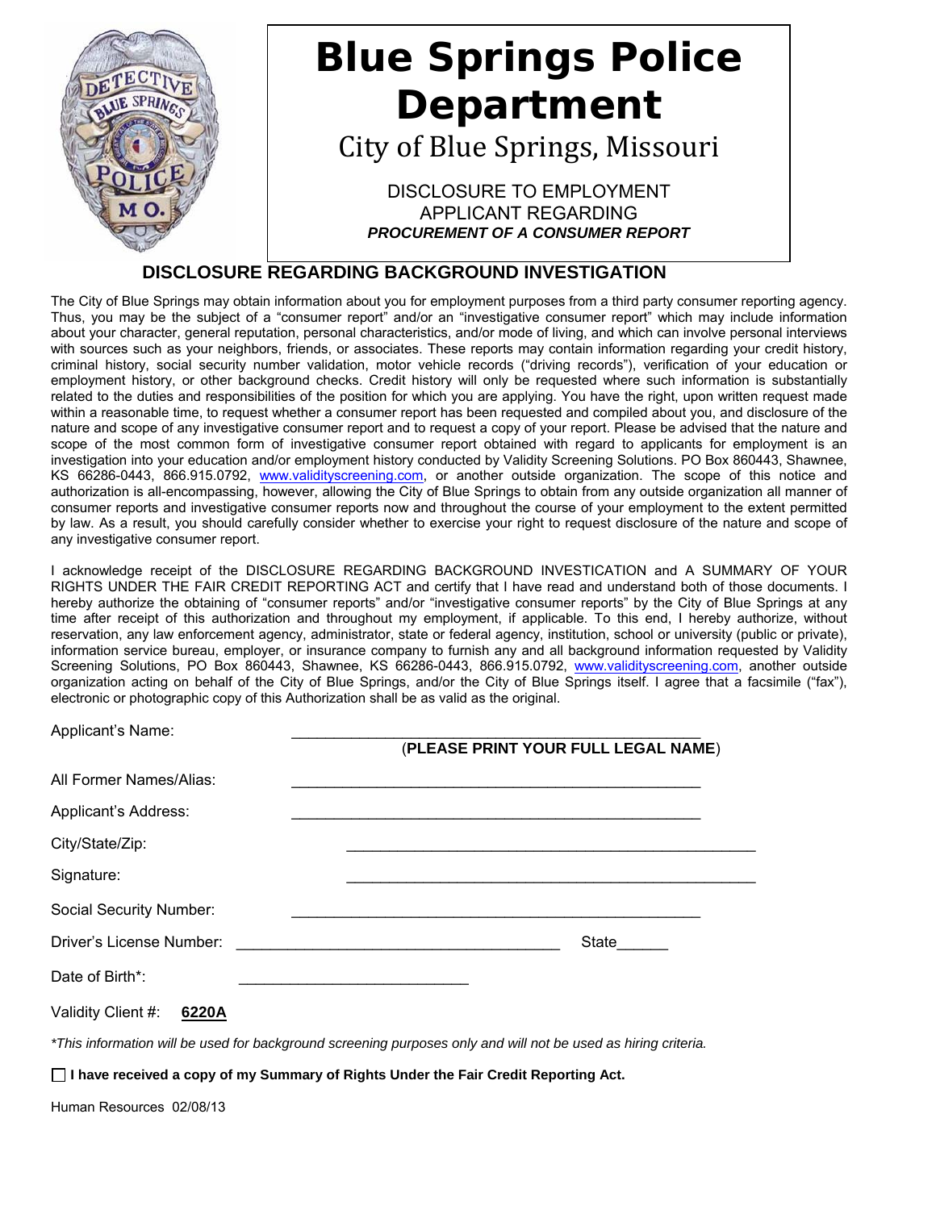# Blue Springs Police Department

City of Blue Springs, Missouri

DISCLOSURE TO EMPLOYMENT APPLICANT REGARDING

***PROCUREMENT OF A CONSUMER REPORT***

## DISCLOSURE REGARDING BACKGROUND INVESTIGATION

The City of Blue Springs may obtain information about you for employment purposes from a third party consumer reporting agency. Thus, you may be the subject of a "consumer report" and/or an "investigative consumer report" which may include information about your character, general reputation, personal characteristics, and/or mode of living, and which can involve personal interviews with sources such as your neighbors, friends, or associates. These reports may contain information regarding your credit history, criminal history, social security number validation, motor vehicle records ("driving records"), verification of your education or employment history, or other background checks. Credit history will only be requested where such information is substantially related to the duties and responsibilities of the position for which you are applying. You have the right, upon written request made within a reasonable time, to request whether a consumer report has been requested and compiled about you, and disclosure of the nature and scope of any investigative consumer report and to request a copy of your report. Please be advised that the nature and scope of the most common form of investigative consumer report obtained with regard to applicants for employment is an investigation into your education and/or employment history conducted by Validity Screening Solutions. PO Box 860443, Shawnee, KS 66286-0443, 866.915.0792, www.validityscreening.com, or another outside organization. The scope of this notice and authorization is all-encompassing, however, allowing the City of Blue Springs to obtain from any outside organization all manner of consumer reports and investigative consumer reports now and throughout the course of your employment to the extent permitted by law. As a result, you should carefully consider whether to exercise your right to request disclosure of the nature and scope of any investigative consumer report.

I acknowledge receipt of the DISCLOSURE REGARDING BACKGROUND INVESTIGATION and A SUMMARY OF YOUR RIGHTS UNDER THE FAIR CREDIT REPORTING ACT and certify that I have read and understand both of those documents. I hereby authorize the obtaining of "consumer reports" and/or "investigative consumer reports" by the City of Blue Springs at any time after receipt of this authorization and throughout my employment, if applicable. To this end, I hereby authorize, without reservation, any law enforcement agency, administrator, state or federal agency, institution, school or university (public or private), information service bureau, employer, or insurance company to furnish any and all background information requested by Validity Screening Solutions, PO Box 860443, Shawnee, KS 66286-0443, 866.915.0792, www.validityscreening.com, another outside organization acting on behalf of the City of Blue Springs, and/or the City of Blue Springs itself. I agree that a facsimile ("fax"), electronic or photographic copy of this Authorization shall be as valid as the original.

Applicant's Name: ________________________________________________
(**PLEASE PRINT YOUR FULL LEGAL NAME**)

All Former Names/Alias: ________________________________________________

Applicant's Address: ________________________________________________

City/State/Zip: ________________________________________________

Signature: ________________________________________________

Social Security Number: ________________________________________________

Driver's License Number: ______________________________________ State______

Date of Birth*: ___________________________

Validity Client #: **6220A**

*This information will be used for background screening purposes only and will not be used as hiring criteria.*

☐ **I have received a copy of my Summary of Rights Under the Fair Credit Reporting Act.**

Human Resources 02/08/13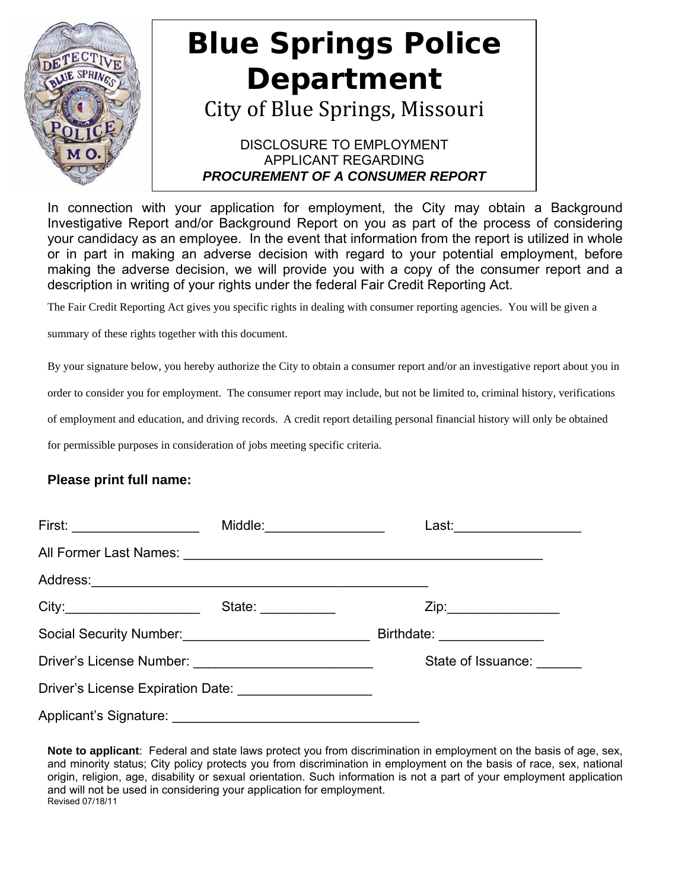# Blue Springs Police Department

City of Blue Springs, Missouri

DISCLOSURE TO EMPLOYMENT APPLICANT REGARDING
***PROCUREMENT OF A CONSUMER REPORT***

In connection with your application for employment, the City may obtain a Background Investigative Report and/or Background Report on you as part of the process of considering your candidacy as an employee. In the event that information from the report is utilized in whole or in part in making an adverse decision with regard to your potential employment, before making the adverse decision, we will provide you with a copy of the consumer report and a description in writing of your rights under the federal Fair Credit Reporting Act.

The Fair Credit Reporting Act gives you specific rights in dealing with consumer reporting agencies. You will be given a summary of these rights together with this document.

By your signature below, you hereby authorize the City to obtain a consumer report and/or an investigative report about you in order to consider you for employment. The consumer report may include, but not be limited to, criminal history, verifications of employment and education, and driving records. A credit report detailing personal financial history will only be obtained for permissible purposes in consideration of jobs meeting specific criteria.

**Please print full name:**

First: _________________ Middle:________________ Last:_________________

All Former Last Names: ________________________________________________

Address:_____________________________________________

City:__________________ State: __________ Zip:_______________

Social Security Number:________________________ Birthdate: _____________

Driver's License Number: _______________________ State of Issuance: ______

Driver's License Expiration Date: _________________

Applicant's Signature: ________________________________

**Note to applicant**: Federal and state laws protect you from discrimination in employment on the basis of age, sex, and minority status; City policy protects you from discrimination in employment on the basis of race, sex, national origin, religion, age, disability or sexual orientation. Such information is not a part of your employment application and will not be used in considering your application for employment.

Revised 07/18/11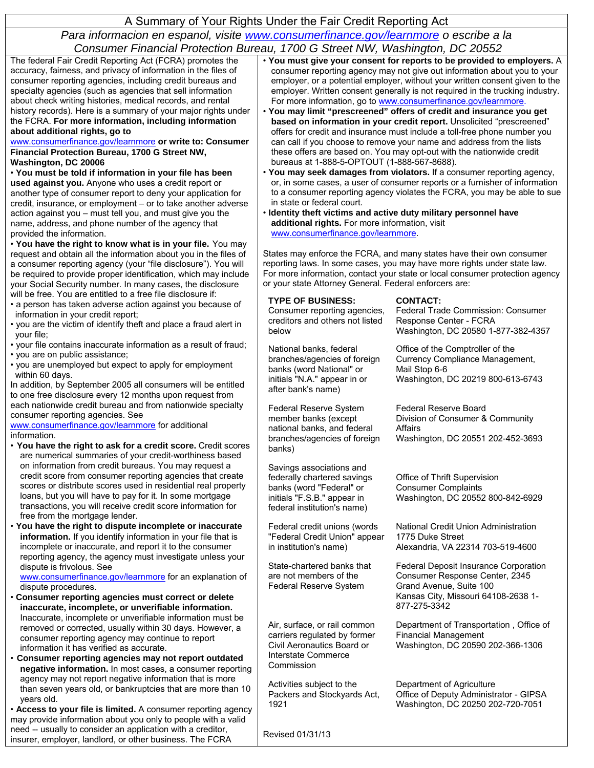# A Summary of Your Rights Under the Fair Credit Reporting Act

*Para informacion en espanol, visite www.consumerfinance.gov/learnmore o escribe a la Consumer Financial Protection Bureau, 1700 G Street NW, Washington, DC 20552*

The federal Fair Credit Reporting Act (FCRA) promotes the accuracy, fairness, and privacy of information in the files of consumer reporting agencies, including credit bureaus and specialty agencies (such as agencies that sell information about check writing histories, medical records, and rental history records). Here is a summary of your major rights under the FCRA. **For more information, including information about additional rights, go to www.consumerfinance.gov/learnmore or write to: Consumer Financial Protection Bureau, 1700 G Street NW, Washington, DC 20006**

- **You must be told if information in your file has been used against you.** Anyone who uses a credit report or another type of consumer report to deny your application for credit, insurance, or employment – or to take another adverse action against you – must tell you, and must give you the name, address, and phone number of the agency that provided the information.
- **You have the right to know what is in your file.** You may request and obtain all the information about you in the files of a consumer reporting agency (your "file disclosure"). You will be required to provide proper identification, which may include your Social Security number. In many cases, the disclosure will be free. You are entitled to a free file disclosure if:
  - a person has taken adverse action against you because of information in your credit report;
  - you are the victim of identify theft and place a fraud alert in your file;
  - your file contains inaccurate information as a result of fraud;
  - you are on public assistance;
  - you are unemployed but expect to apply for employment within 60 days.

  In addition, by September 2005 all consumers will be entitled to one free disclosure every 12 months upon request from each nationwide credit bureau and from nationwide specialty consumer reporting agencies. See www.consumerfinance.gov/learnmore for additional information.
- **You have the right to ask for a credit score.** Credit scores are numerical summaries of your credit-worthiness based on information from credit bureaus. You may request a credit score from consumer reporting agencies that create scores or distribute scores used in residential real property loans, but you will have to pay for it. In some mortgage transactions, you will receive credit score information for free from the mortgage lender.
- **You have the right to dispute incomplete or inaccurate information.** If you identify information in your file that is incomplete or inaccurate, and report it to the consumer reporting agency, the agency must investigate unless your dispute is frivolous. See www.consumerfinance.gov/learnmore for an explanation of dispute procedures.
- **Consumer reporting agencies must correct or delete inaccurate, incomplete, or unverifiable information.** Inaccurate, incomplete or unverifiable information must be removed or corrected, usually within 30 days. However, a consumer reporting agency may continue to report information it has verified as accurate.
- **Consumer reporting agencies may not report outdated negative information.** In most cases, a consumer reporting agency may not report negative information that is more than seven years old, or bankruptcies that are more than 10 years old.
- **Access to your file is limited.** A consumer reporting agency may provide information about you only to people with a valid need -- usually to consider an application with a creditor, insurer, employer, landlord, or other business. The FCRA
- **You must give your consent for reports to be provided to employers.** A consumer reporting agency may not give out information about you to your employer, or a potential employer, without your written consent given to the employer. Written consent generally is not required in the trucking industry. For more information, go to www.consumerfinance.gov/learnmore.
- **You may limit "prescreened" offers of credit and insurance you get based on information in your credit report.** Unsolicited "prescreened" offers for credit and insurance must include a toll-free phone number you can call if you choose to remove your name and address from the lists these offers are based on. You may opt-out with the nationwide credit bureaus at 1-888-5-OPTOUT (1-888-567-8688).
- **You may seek damages from violators.** If a consumer reporting agency, or, in some cases, a user of consumer reports or a furnisher of information to a consumer reporting agency violates the FCRA, you may be able to sue in state or federal court.
- **Identity theft victims and active duty military personnel have additional rights.** For more information, visit www.consumerfinance.gov/learnmore.

States may enforce the FCRA, and many states have their own consumer reporting laws. In some cases, you may have more rights under state law. For more information, contact your state or local consumer protection agency or your state Attorney General. Federal enforcers are:

| TYPE OF BUSINESS: | CONTACT: |
|---|---|
| Consumer reporting agencies, creditors and others not listed below | Federal Trade Commission: Consumer Response Center - FCRA Washington, DC 20580 1-877-382-4357 |
| National banks, federal branches/agencies of foreign banks (word National" or initials "N.A." appear in or after bank's name) | Office of the Comptroller of the Currency Compliance Management, Mail Stop 6-6 Washington, DC 20219 800-613-6743 |
| Federal Reserve System member banks (except national banks, and federal branches/agencies of foreign banks) | Federal Reserve Board Division of Consumer & Community Affairs Washington, DC 20551 202-452-3693 |
| Savings associations and federally chartered savings banks (word "Federal" or initials "F.S.B." appear in federal institution's name) | Office of Thrift Supervision Consumer Complaints Washington, DC 20552 800-842-6929 |
| Federal credit unions (words "Federal Credit Union" appear in institution's name) | National Credit Union Administration 1775 Duke Street Alexandria, VA 22314 703-519-4600 |
| State-chartered banks that are not members of the Federal Reserve System | Federal Deposit Insurance Corporation Consumer Response Center, 2345 Grand Avenue, Suite 100 Kansas City, Missouri 64108-2638 1-877-275-3342 |
| Air, surface, or rail common carriers regulated by former Civil Aeronautics Board or Interstate Commerce Commission | Department of Transportation , Office of Financial Management Washington, DC 20590 202-366-1306 |
| Activities subject to the Packers and Stockyards Act, 1921 | Department of Agriculture Office of Deputy Administrator - GIPSA Washington, DC 20250 202-720-7051 |

Revised 01/31/13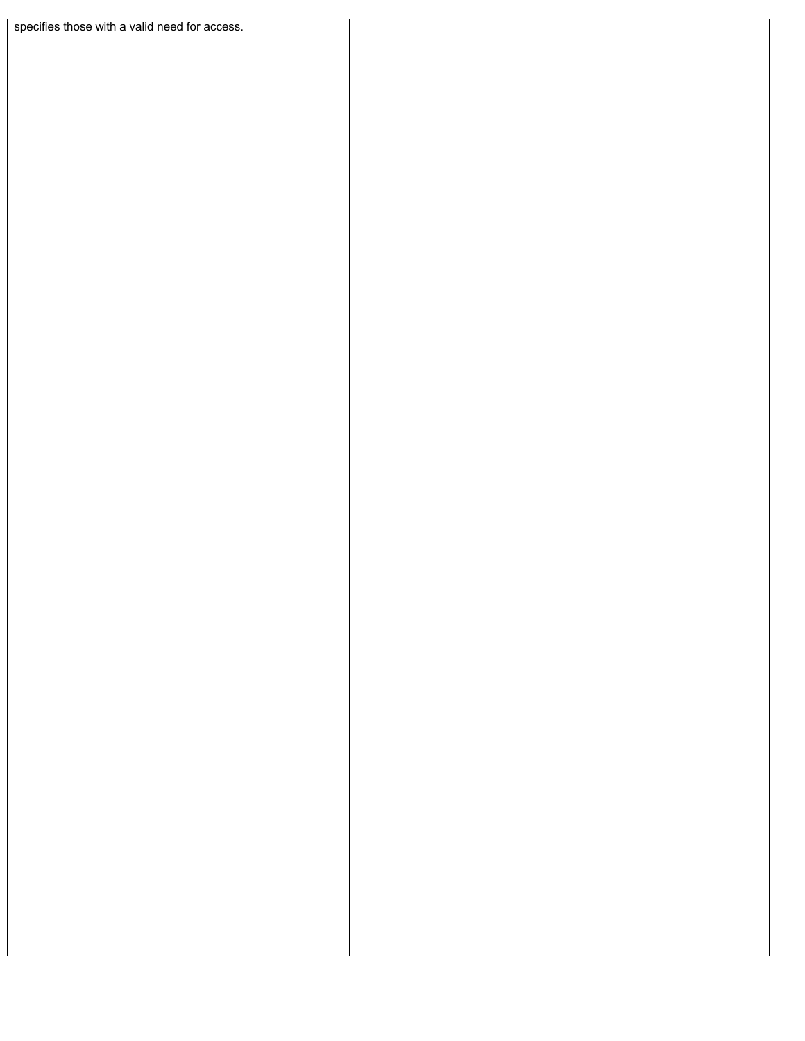| | |
|---|---|
| specifies those with a valid need for access. | |